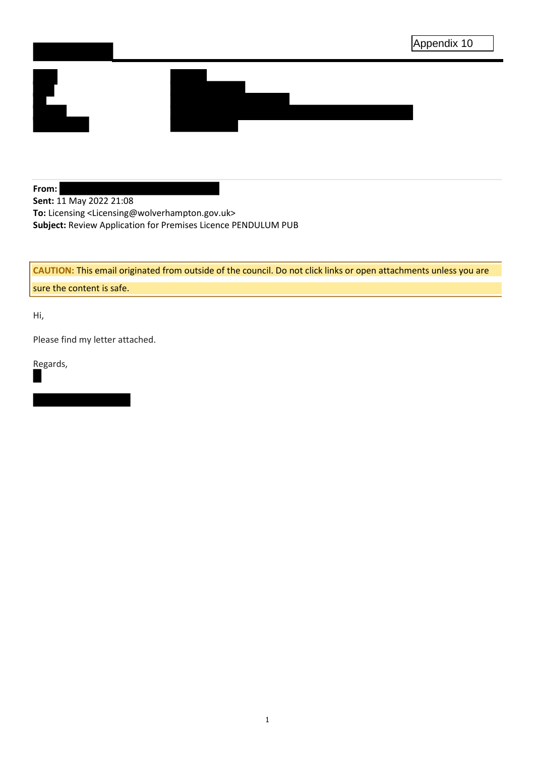Appendix 10

**From:** 
**Sent:** 11 May 2022 21:08
**To:** Licensing <Licensing@wolverhampton.gov.uk>
**Subject:** Review Application for Premises Licence PENDULUM PUB

**CAUTION:** This email originated from outside of the council. Do not click links or open attachments unless you are sure the content is safe.

Hi,

Please find my letter attached.

Regards,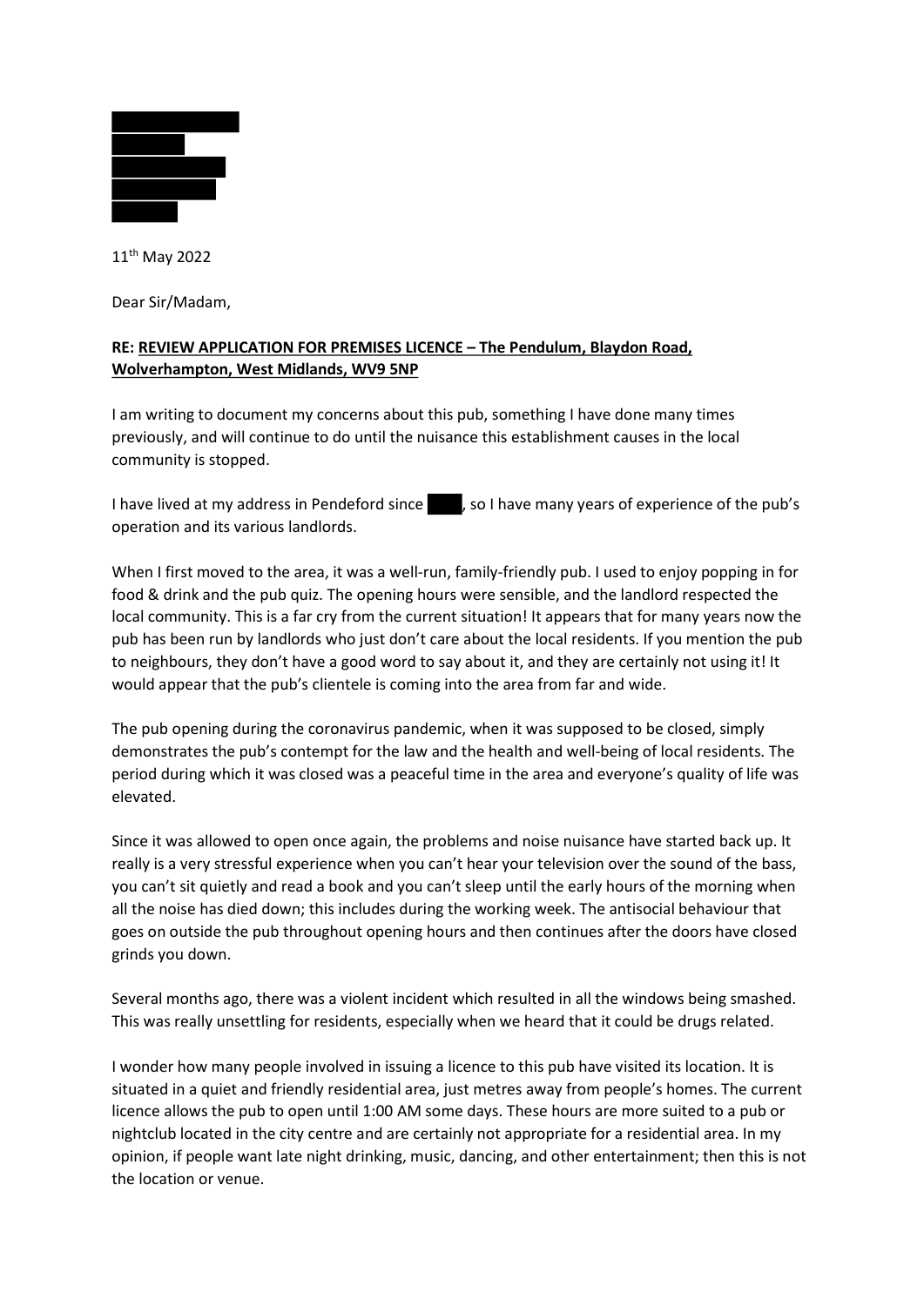11th May 2022

Dear Sir/Madam,

**RE: <u>REVIEW APPLICATION FOR PREMISES LICENCE – The Pendulum, Blaydon Road, Wolverhampton, West Midlands, WV9 5NP</u>**

I am writing to document my concerns about this pub, something I have done many times previously, and will continue to do until the nuisance this establishment causes in the local community is stopped.

I have lived at my address in Pendeford since , so I have many years of experience of the pub's operation and its various landlords.

When I first moved to the area, it was a well-run, family-friendly pub. I used to enjoy popping in for food & drink and the pub quiz. The opening hours were sensible, and the landlord respected the local community. This is a far cry from the current situation! It appears that for many years now the pub has been run by landlords who just don't care about the local residents. If you mention the pub to neighbours, they don't have a good word to say about it, and they are certainly not using it! It would appear that the pub's clientele is coming into the area from far and wide.

The pub opening during the coronavirus pandemic, when it was supposed to be closed, simply demonstrates the pub's contempt for the law and the health and well-being of local residents. The period during which it was closed was a peaceful time in the area and everyone's quality of life was elevated.

Since it was allowed to open once again, the problems and noise nuisance have started back up. It really is a very stressful experience when you can't hear your television over the sound of the bass, you can't sit quietly and read a book and you can't sleep until the early hours of the morning when all the noise has died down; this includes during the working week. The antisocial behaviour that goes on outside the pub throughout opening hours and then continues after the doors have closed grinds you down.

Several months ago, there was a violent incident which resulted in all the windows being smashed. This was really unsettling for residents, especially when we heard that it could be drugs related.

I wonder how many people involved in issuing a licence to this pub have visited its location. It is situated in a quiet and friendly residential area, just metres away from people's homes. The current licence allows the pub to open until 1:00 AM some days. These hours are more suited to a pub or nightclub located in the city centre and are certainly not appropriate for a residential area. In my opinion, if people want late night drinking, music, dancing, and other entertainment; then this is not the location or venue.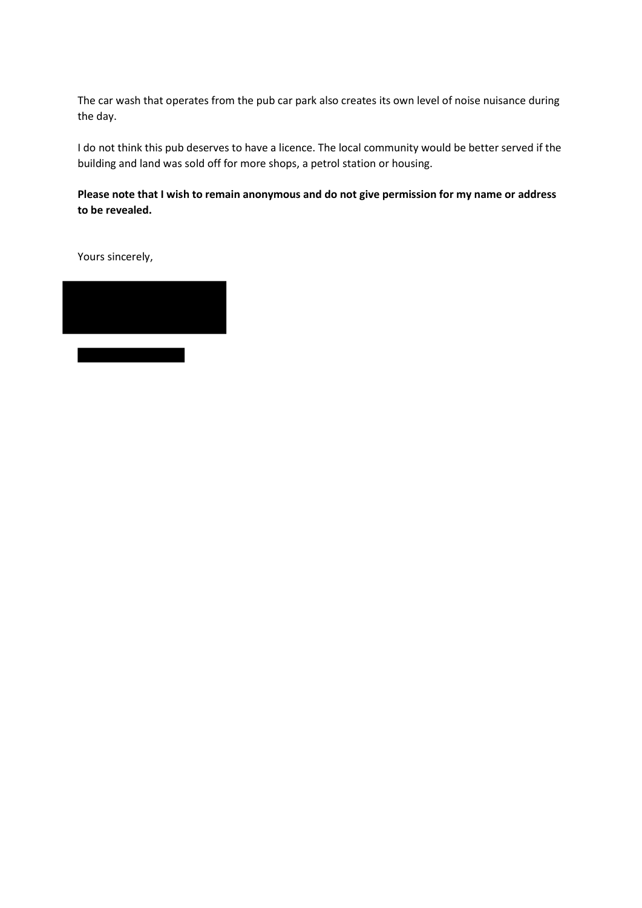The car wash that operates from the pub car park also creates its own level of noise nuisance during the day.

I do not think this pub deserves to have a licence. The local community would be better served if the building and land was sold off for more shops, a petrol station or housing.

**Please note that I wish to remain anonymous and do not give permission for my name or address to be revealed.**

Yours sincerely,